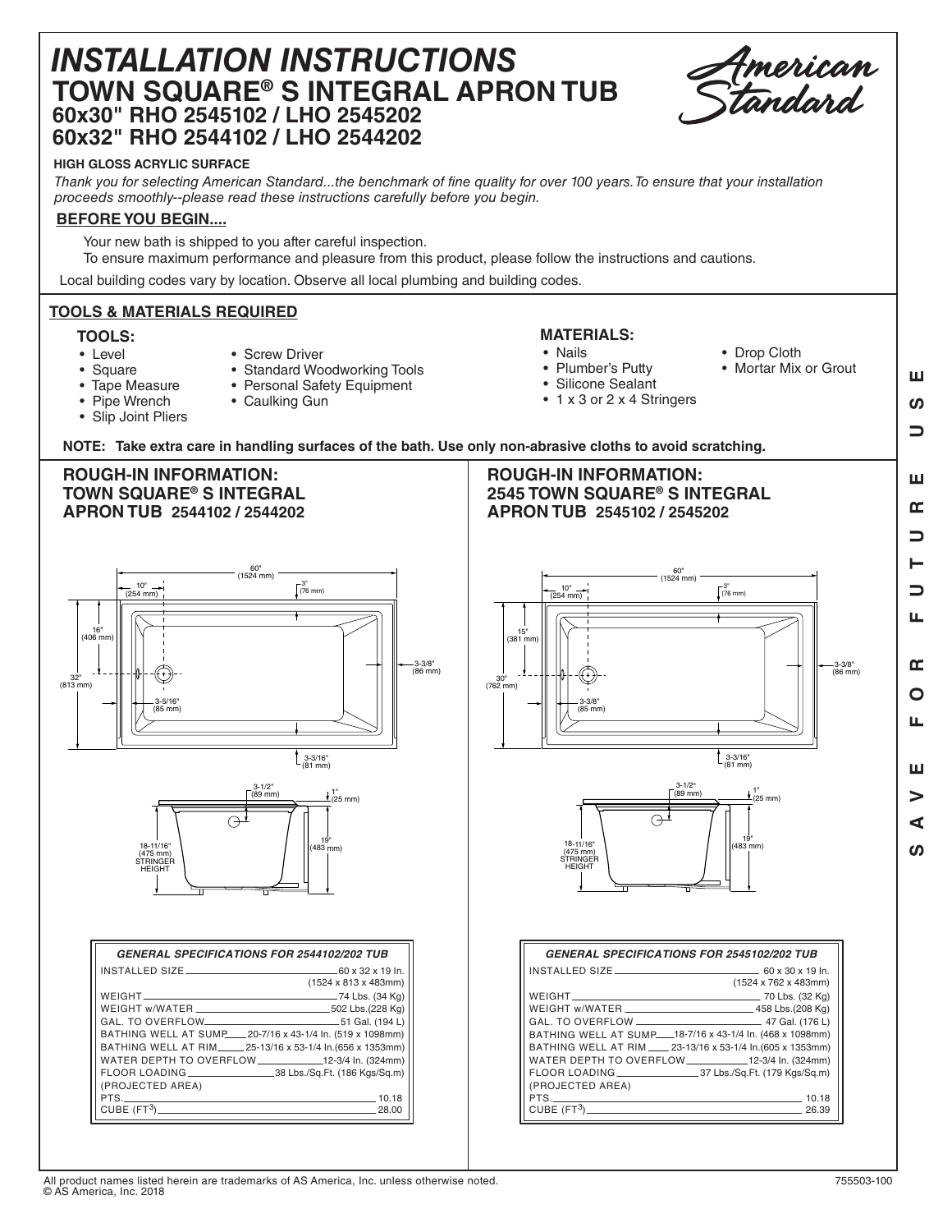# INSTALLATION INSTRUCTIONS

## TOWN SQUARE® S INTEGRAL APRON TUB

### 60x30" RHO 2545102 / LHO 2545202
### 60x32" RHO 2544102 / LHO 2544202

**HIGH GLOSS ACRYLIC SURFACE**

*Thank you for selecting American Standard...the benchmark of fine quality for over 100 years. To ensure that your installation proceeds smoothly--please read these instructions carefully before you begin.*

## BEFORE YOU BEGIN....

Your new bath is shipped to you after careful inspection.

To ensure maximum performance and pleasure from this product, please follow the instructions and cautions.

Local building codes vary by location. Observe all local plumbing and building codes.

## TOOLS & MATERIALS REQUIRED

### TOOLS:

- Level
- Square
- Tape Measure
- Pipe Wrench
- Slip Joint Pliers
- Screw Driver
- Standard Woodworking Tools
- Personal Safety Equipment
- Caulking Gun

### MATERIALS:

- Nails
- Plumber's Putty
- Silicone Sealant
- 1 x 3 or 2 x 4 Stringers
- Drop Cloth
- Mortar Mix or Grout

**NOTE: Take extra care in handling surfaces of the bath. Use only non-abrasive cloths to avoid scratching.**

SAVE FOR FUTURE USE

## ROUGH-IN INFORMATION: TOWN SQUARE® S INTEGRAL APRON TUB 2544102 / 2544202

60" (1524 mm); 10" (254 mm); 3" (76 mm); 16" (406 mm); 32" (813 mm); 3-3/8" (86 mm); 3-5/16" (85 mm); 3-3/16" (81 mm); 3-1/2" (89 mm); 1" (25 mm); 19" (483 mm); 18-11/16" (475 mm) STRINGER HEIGHT

| *GENERAL SPECIFICATIONS FOR 2544102/202 TUB* | |
|---|---|
| INSTALLED SIZE | 60 x 32 x 19 In. (1524 x 813 x 483mm) |
| WEIGHT | 74 Lbs. (34 Kg) |
| WEIGHT w/WATER | 502 Lbs.(228 Kg) |
| GAL. TO OVERFLOW | 51 Gal. (194 L) |
| BATHING WELL AT SUMP | 20-7/16 x 43-1/4 In. (519 x 1098mm) |
| BATHING WELL AT RIM | 25-13/16 x 53-1/4 In.(656 x 1353mm) |
| WATER DEPTH TO OVERFLOW | 12-3/4 In. (324mm) |
| FLOOR LOADING (PROJECTED AREA) | 38 Lbs./Sq.Ft. (186 Kgs/Sq.m) |
| PTS. | 10.18 |
| CUBE ($FT^3$) | 28.00 |

## ROUGH-IN INFORMATION: 2545 TOWN SQUARE® S INTEGRAL APRON TUB 2545102 / 2545202

60" (1524 mm); 10" (254 mm); 3" (76 mm); 15" (381 mm); 30" (762 mm); 3-3/8" (86 mm); 3-3/8" (85 mm); 3-3/16" (81 mm); 3-1/2" (89 mm); 1" (25 mm); 19" (483 mm); 18-11/16" (475 mm) STRINGER HEIGHT

| *GENERAL SPECIFICATIONS FOR 2545102/202 TUB* | |
|---|---|
| INSTALLED SIZE | 60 x 30 x 19 In. (1524 x 762 x 483mm) |
| WEIGHT | 70 Lbs. (32 Kg) |
| WEIGHT w/WATER | 458 Lbs.(208 Kg) |
| GAL. TO OVERFLOW | 47 Gal. (176 L) |
| BATHING WELL AT SUMP | 18-7/16 x 43-1/4 In. (468 x 1098mm) |
| BATHING WELL AT RIM | 23-13/16 x 53-1/4 In.(605 x 1353mm) |
| WATER DEPTH TO OVERFLOW | 12-3/4 In. (324mm) |
| FLOOR LOADING (PROJECTED AREA) | 37 Lbs./Sq.Ft. (179 Kgs/Sq.m) |
| PTS. | 10.18 |
| CUBE ($FT^3$) | 26.39 |

All product names listed herein are trademarks of AS America, Inc. unless otherwise noted.
© AS America, Inc. 2018

755503-100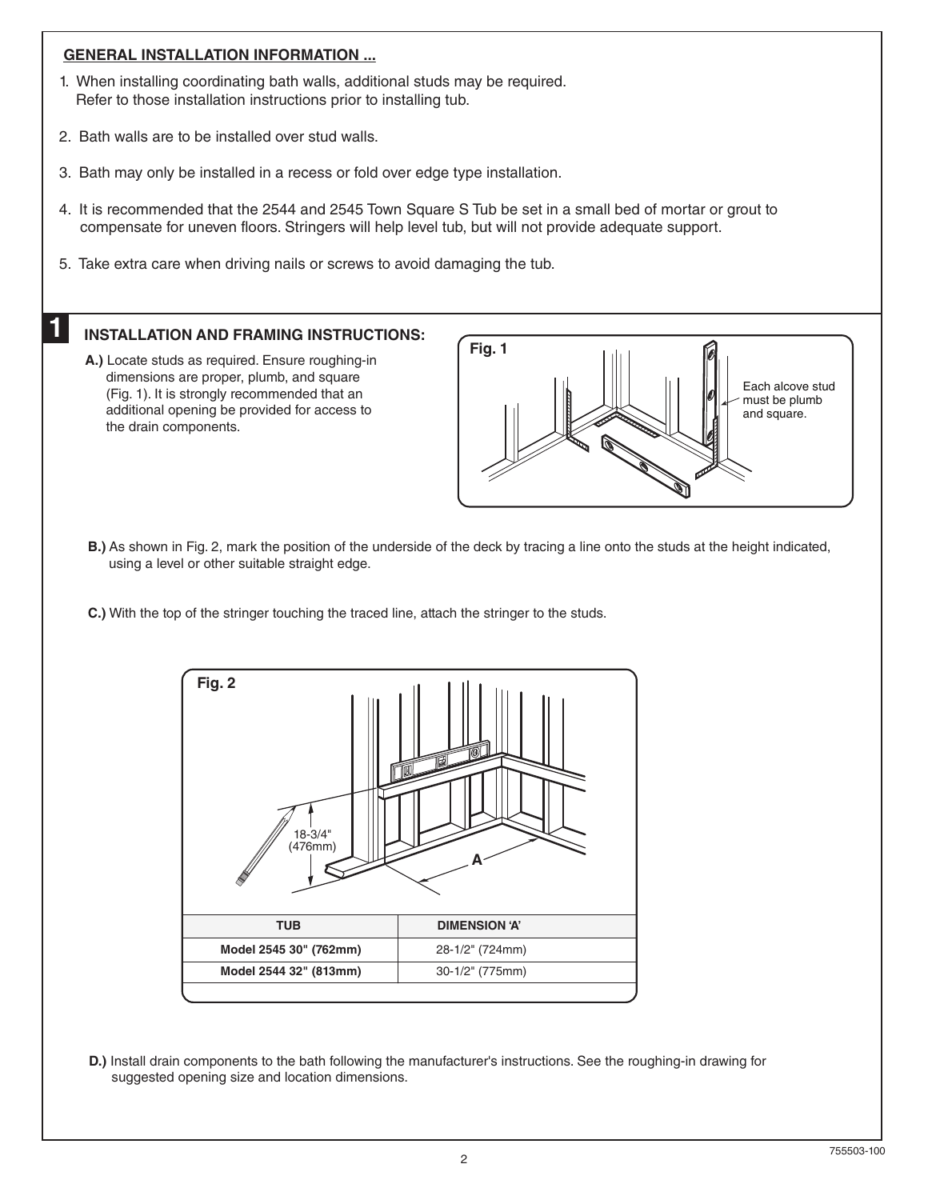## GENERAL INSTALLATION INFORMATION ...

1. When installing coordinating bath walls, additional studs may be required. Refer to those installation instructions prior to installing tub.
2. Bath walls are to be installed over stud walls.
3. Bath may only be installed in a recess or fold over edge type installation.
4. It is recommended that the 2544 and 2545 Town Square S Tub be set in a small bed of mortar or grout to compensate for uneven floors. Stringers will help level tub, but will not provide adequate support.
5. Take extra care when driving nails or screws to avoid damaging the tub.

## 1 INSTALLATION AND FRAMING INSTRUCTIONS:

**A.)** Locate studs as required. Ensure roughing-in dimensions are proper, plumb, and square (Fig. 1). It is strongly recommended that an additional opening be provided for access to the drain components.

Fig. 1

Each alcove stud must be plumb and square.

**B.)** As shown in Fig. 2, mark the position of the underside of the deck by tracing a line onto the studs at the height indicated, using a level or other suitable straight edge.

**C.)** With the top of the stringer touching the traced line, attach the stringer to the studs.

Fig. 2

18-3/4" (476mm)

A

| TUB | DIMENSION 'A' |
|---|---|
| Model 2545 30" (762mm) | 28-1/2" (724mm) |
| Model 2544 32" (813mm) | 30-1/2" (775mm) |

**D.)** Install drain components to the bath following the manufacturer's instructions. See the roughing-in drawing for suggested opening size and location dimensions.

755503-100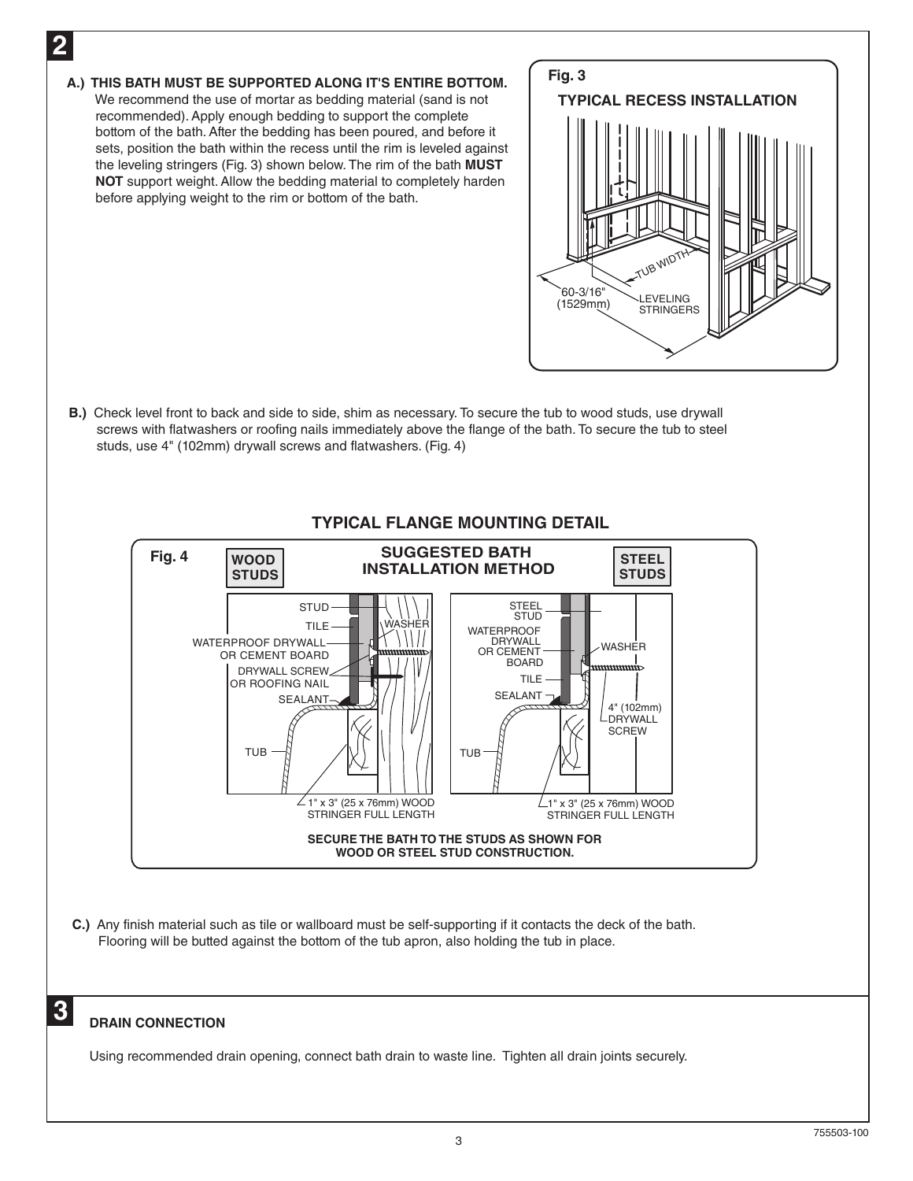## 2

**A.) THIS BATH MUST BE SUPPORTED ALONG IT'S ENTIRE BOTTOM.** We recommend the use of mortar as bedding material (sand is not recommended). Apply enough bedding to support the complete bottom of the bath. After the bedding has been poured, and before it sets, position the bath within the recess until the rim is leveled against the leveling stringers (Fig. 3) shown below. The rim of the bath **MUST NOT** support weight. Allow the bedding material to completely harden before applying weight to the rim or bottom of the bath.

**Fig. 3**

**TYPICAL RECESS INSTALLATION**

60-3/16" (1529mm)

TUB WIDTH

LEVELING STRINGERS

**B.)** Check level front to back and side to side, shim as necessary. To secure the tub to wood studs, use drywall screws with flatwashers or roofing nails immediately above the flange of the bath. To secure the tub to steel studs, use 4" (102mm) drywall screws and flatwashers. (Fig. 4)

### TYPICAL FLANGE MOUNTING DETAIL

**Fig. 4**

**SUGGESTED BATH INSTALLATION METHOD**

**WOOD STUDS**

STUD

TILE

WASHER

WATERPROOF DRYWALL OR CEMENT BOARD

DRYWALL SCREW OR ROOFING NAIL

SEALANT

TUB

1" x 3" (25 x 76mm) WOOD STRINGER FULL LENGTH

**STEEL STUDS**

STEEL STUD

WATERPROOF DRYWALL OR CEMENT BOARD

WASHER

TILE

SEALANT

4" (102mm) DRYWALL SCREW

TUB

1" x 3" (25 x 76mm) WOOD STRINGER FULL LENGTH

**SECURE THE BATH TO THE STUDS AS SHOWN FOR WOOD OR STEEL STUD CONSTRUCTION.**

**C.)** Any finish material such as tile or wallboard must be self-supporting if it contacts the deck of the bath. Flooring will be butted against the bottom of the tub apron, also holding the tub in place.

## 3

**DRAIN CONNECTION**

Using recommended drain opening, connect bath drain to waste line. Tighten all drain joints securely.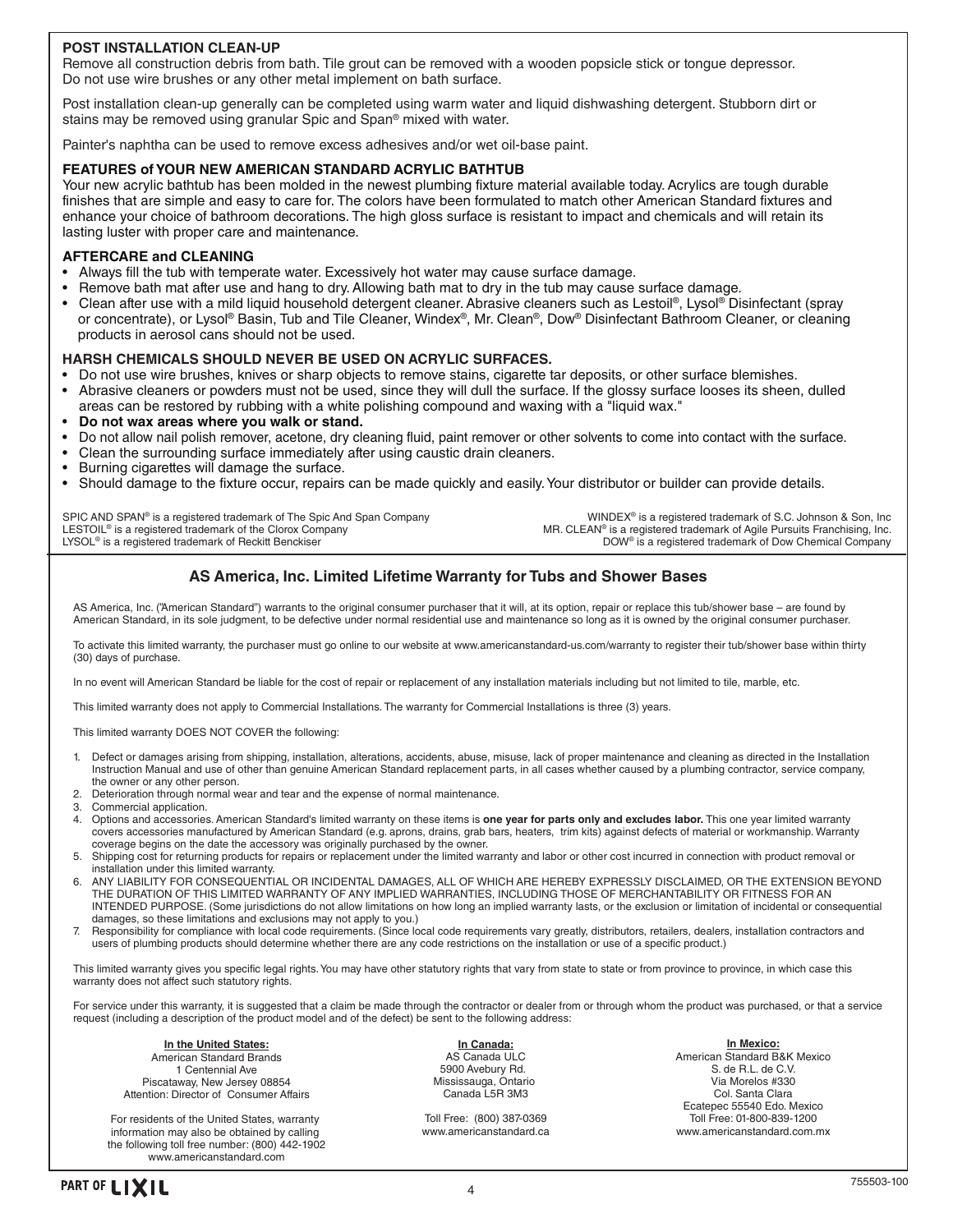### POST INSTALLATION CLEAN-UP

Remove all construction debris from bath. Tile grout can be removed with a wooden popsicle stick or tongue depressor. Do not use wire brushes or any other metal implement on bath surface.

Post installation clean-up generally can be completed using warm water and liquid dishwashing detergent. Stubborn dirt or stains may be removed using granular Spic and Span® mixed with water.

Painter's naphtha can be used to remove excess adhesives and/or wet oil-base paint.

### FEATURES of YOUR NEW AMERICAN STANDARD ACRYLIC BATHTUB

Your new acrylic bathtub has been molded in the newest plumbing fixture material available today. Acrylics are tough durable finishes that are simple and easy to care for. The colors have been formulated to match other American Standard fixtures and enhance your choice of bathroom decorations. The high gloss surface is resistant to impact and chemicals and will retain its lasting luster with proper care and maintenance.

### AFTERCARE and CLEANING

- Always fill the tub with temperate water. Excessively hot water may cause surface damage.
- Remove bath mat after use and hang to dry. Allowing bath mat to dry in the tub may cause surface damage.
- Clean after use with a mild liquid household detergent cleaner. Abrasive cleaners such as Lestoil®, Lysol® Disinfectant (spray or concentrate), or Lysol® Basin, Tub and Tile Cleaner, Windex®, Mr. Clean®, Dow® Disinfectant Bathroom Cleaner, or cleaning products in aerosol cans should not be used.

### HARSH CHEMICALS SHOULD NEVER BE USED ON ACRYLIC SURFACES.

- Do not use wire brushes, knives or sharp objects to remove stains, cigarette tar deposits, or other surface blemishes.
- Abrasive cleaners or powders must not be used, since they will dull the surface. If the glossy surface looses its sheen, dulled areas can be restored by rubbing with a white polishing compound and waxing with a "liquid wax."
- **Do not wax areas where you walk or stand.**
- Do not allow nail polish remover, acetone, dry cleaning fluid, paint remover or other solvents to come into contact with the surface.
- Clean the surrounding surface immediately after using caustic drain cleaners.
- Burning cigarettes will damage the surface.
- Should damage to the fixture occur, repairs can be made quickly and easily. Your distributor or builder can provide details.

SPIC AND SPAN® is a registered trademark of The Spic And Span Company
LESTOIL® is a registered trademark of the Clorox Company
LYSOL® is a registered trademark of Reckitt Benckiser
WINDEX® is a registered trademark of S.C. Johnson & Son, Inc
MR. CLEAN® is a registered trademark of Agile Pursuits Franchising, Inc.
DOW® is a registered trademark of Dow Chemical Company

## AS America, Inc. Limited Lifetime Warranty for Tubs and Shower Bases

AS America, Inc. ("American Standard") warrants to the original consumer purchaser that it will, at its option, repair or replace this tub/shower base – are found by American Standard, in its sole judgment, to be defective under normal residential use and maintenance so long as it is owned by the original consumer purchaser.

To activate this limited warranty, the purchaser must go online to our website at www.americanstandard-us.com/warranty to register their tub/shower base within thirty (30) days of purchase.

In no event will American Standard be liable for the cost of repair or replacement of any installation materials including but not limited to tile, marble, etc.

This limited warranty does not apply to Commercial Installations. The warranty for Commercial Installations is three (3) years.

This limited warranty DOES NOT COVER the following:

1. Defect or damages arising from shipping, installation, alterations, accidents, abuse, misuse, lack of proper maintenance and cleaning as directed in the Installation Instruction Manual and use of other than genuine American Standard replacement parts, in all cases whether caused by a plumbing contractor, service company, the owner or any other person.
2. Deterioration through normal wear and tear and the expense of normal maintenance.
3. Commercial application.
4. Options and accessories. American Standard's limited warranty on these items is **one year for parts only and excludes labor.** This one year limited warranty covers accessories manufactured by American Standard (e.g. aprons, drains, grab bars, heaters, trim kits) against defects of material or workmanship. Warranty coverage begins on the date the accessory was originally purchased by the owner.
5. Shipping cost for returning products for repairs or replacement under the limited warranty and labor or other cost incurred in connection with product removal or installation under this limited warranty.
6. ANY LIABILITY FOR CONSEQUENTIAL OR INCIDENTAL DAMAGES, ALL OF WHICH ARE HEREBY EXPRESSLY DISCLAIMED, OR THE EXTENSION BEYOND THE DURATION OF THIS LIMITED WARRANTY OF ANY IMPLIED WARRANTIES, INCLUDING THOSE OF MERCHANTABILITY OR FITNESS FOR AN INTENDED PURPOSE. (Some jurisdictions do not allow limitations on how long an implied warranty lasts, or the exclusion or limitation of incidental or consequential damages, so these limitations and exclusions may not apply to you.)
7. Responsibility for compliance with local code requirements. (Since local code requirements vary greatly, distributors, retailers, dealers, installation contractors and users of plumbing products should determine whether there are any code restrictions on the installation or use of a specific product.)

This limited warranty gives you specific legal rights. You may have other statutory rights that vary from state to state or from province to province, in which case this warranty does not affect such statutory rights.

For service under this warranty, it is suggested that a claim be made through the contractor or dealer from or through whom the product was purchased, or that a service request (including a description of the product model and of the defect) be sent to the following address:

**In the United States:**
American Standard Brands
1 Centennial Ave
Piscataway, New Jersey 08854
Attention: Director of Consumer Affairs

For residents of the United States, warranty information may also be obtained by calling the following toll free number: (800) 442-1902
www.americanstandard.com

**In Canada:**
AS Canada ULC
5900 Avebury Rd.
Mississauga, Ontario
Canada L5R 3M3

Toll Free: (800) 387-0369
www.americanstandard.ca

**In Mexico:**
American Standard B&K Mexico
S. de R.L. de C.V.
Via Morelos #330
Col. Santa Clara
Ecatepec 55540 Edo. Mexico
Toll Free: 01-800-839-1200
www.americanstandard.com.mx

PART OF LIXIL

755503-100